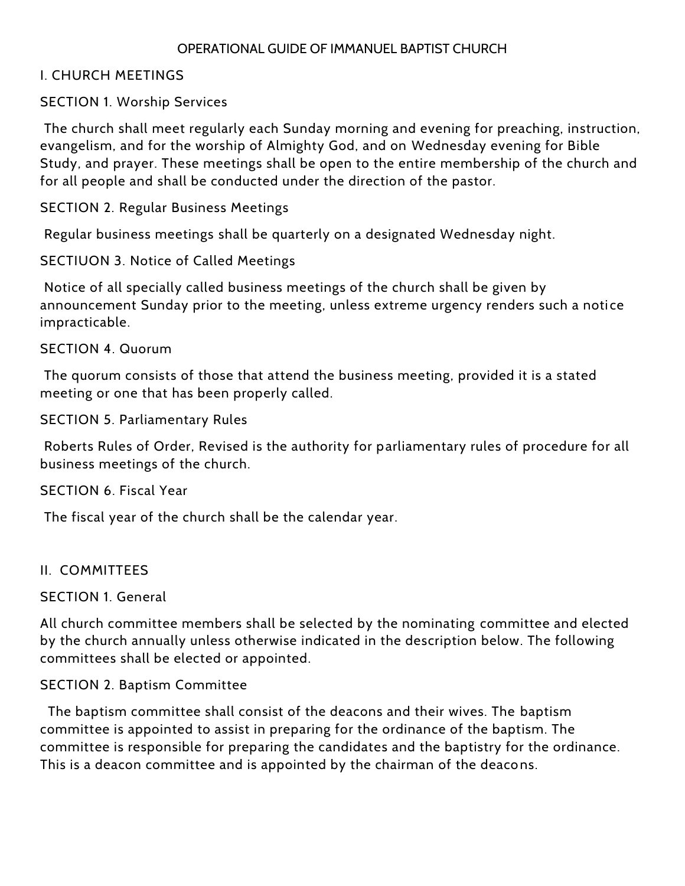# OPERATIONAL GUIDE OF IMMANUEL BAPTIST CHURCH

## I. CHURCH MEETINGS

### SECTION 1. Worship Services

The church shall meet regularly each Sunday morning and evening for preaching, instruction, evangelism, and for the worship of Almighty God, and on Wednesday evening for Bible Study, and prayer. These meetings shall be open to the entire membership of the church and for all people and shall be conducted under the direction of the pastor.

### SECTION 2. Regular Business Meetings

Regular business meetings shall be quarterly on a designated Wednesday night.

### SECTIUON 3. Notice of Called Meetings

Notice of all specially called business meetings of the church shall be given by announcement Sunday prior to the meeting, unless extreme urgency renders such a notice impracticable.

### SECTION 4. Quorum

The quorum consists of those that attend the business meeting, provided it is a stated meeting or one that has been properly called.

### SECTION 5. Parliamentary Rules

Roberts Rules of Order, Revised is the authority for parliamentary rules of procedure for all business meetings of the church.

### SECTION 6. Fiscal Year

The fiscal year of the church shall be the calendar year.

## II. COMMITTEES

### SECTION 1. General

All church committee members shall be selected by the nominating committee and elected by the church annually unless otherwise indicated in the description below. The following committees shall be elected or appointed.

### SECTION 2. Baptism Committee

The baptism committee shall consist of the deacons and their wives. The baptism committee is appointed to assist in preparing for the ordinance of the baptism. The committee is responsible for preparing the candidates and the baptistry for the ordinance. This is a deacon committee and is appointed by the chairman of the deacons.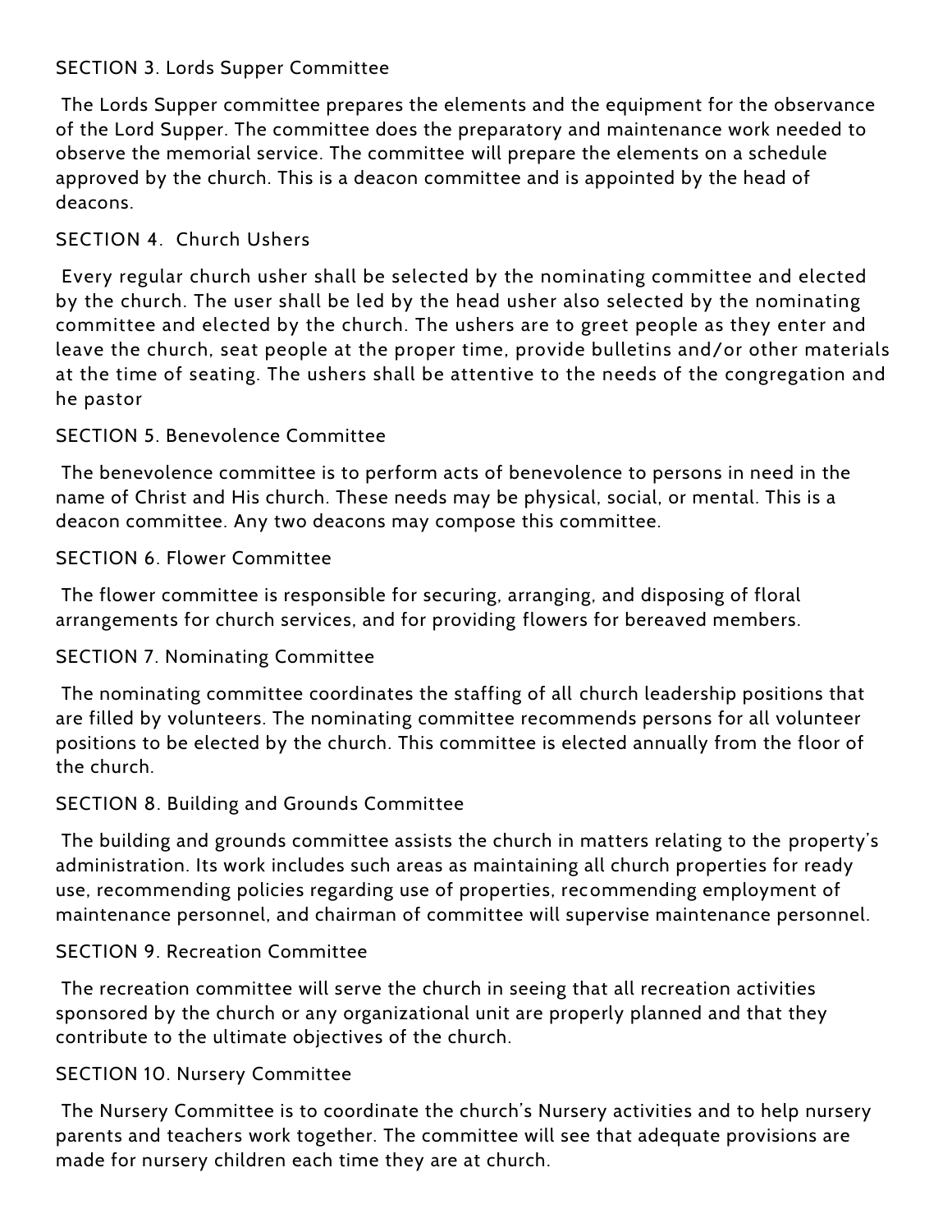SECTION 3. Lords Supper Committee

The Lords Supper committee prepares the elements and the equipment for the observance of the Lord Supper. The committee does the preparatory and maintenance work needed to observe the memorial service. The committee will prepare the elements on a schedule approved by the church. This is a deacon committee and is appointed by the head of deacons.

SECTION 4. Church Ushers

Every regular church usher shall be selected by the nominating committee and elected by the church. The user shall be led by the head usher also selected by the nominating committee and elected by the church. The ushers are to greet people as they enter and leave the church, seat people at the proper time, provide bulletins and/or other materials at the time of seating. The ushers shall be attentive to the needs of the congregation and he pastor

SECTION 5. Benevolence Committee

The benevolence committee is to perform acts of benevolence to persons in need in the name of Christ and His church. These needs may be physical, social, or mental. This is a deacon committee. Any two deacons may compose this committee.

SECTION 6. Flower Committee

The flower committee is responsible for securing, arranging, and disposing of floral arrangements for church services, and for providing flowers for bereaved members.

SECTION 7. Nominating Committee

The nominating committee coordinates the staffing of all church leadership positions that are filled by volunteers. The nominating committee recommends persons for all volunteer positions to be elected by the church. This committee is elected annually from the floor of the church.

SECTION 8. Building and Grounds Committee

The building and grounds committee assists the church in matters relating to the property's administration. Its work includes such areas as maintaining all church properties for ready use, recommending policies regarding use of properties, recommending employment of maintenance personnel, and chairman of committee will supervise maintenance personnel.

SECTION 9. Recreation Committee

The recreation committee will serve the church in seeing that all recreation activities sponsored by the church or any organizational unit are properly planned and that they contribute to the ultimate objectives of the church.

SECTION 10. Nursery Committee

The Nursery Committee is to coordinate the church's Nursery activities and to help nursery parents and teachers work together. The committee will see that adequate provisions are made for nursery children each time they are at church.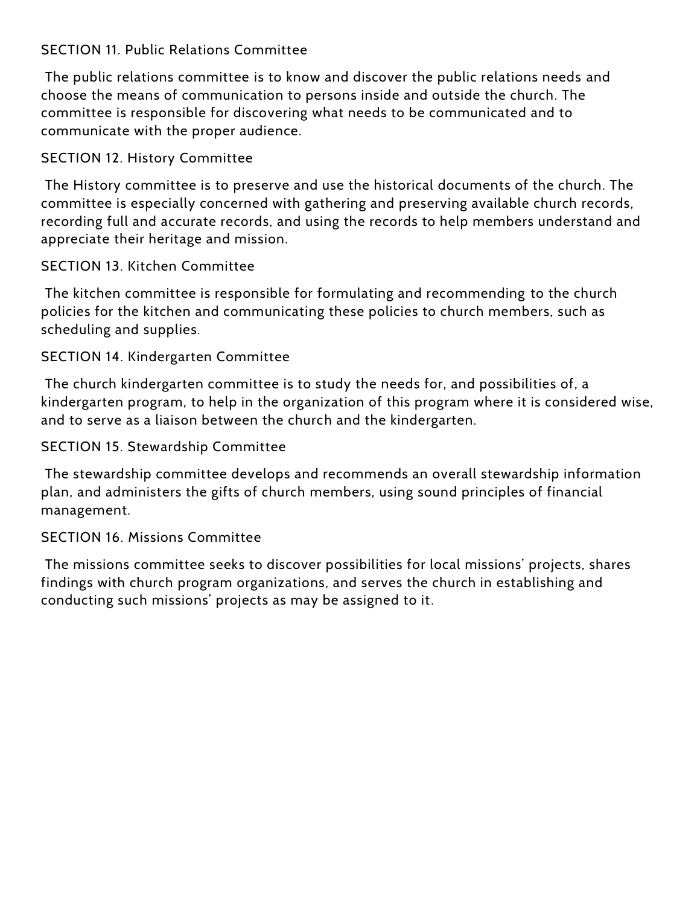## SECTION 11. Public Relations Committee

The public relations committee is to know and discover the public relations needs and choose the means of communication to persons inside and outside the church. The committee is responsible for discovering what needs to be communicated and to communicate with the proper audience.

## SECTION 12. History Committee

The History committee is to preserve and use the historical documents of the church. The committee is especially concerned with gathering and preserving available church records, recording full and accurate records, and using the records to help members understand and appreciate their heritage and mission.

## SECTION 13. Kitchen Committee

The kitchen committee is responsible for formulating and recommending to the church policies for the kitchen and communicating these policies to church members, such as scheduling and supplies.

## SECTION 14. Kindergarten Committee

The church kindergarten committee is to study the needs for, and possibilities of, a kindergarten program, to help in the organization of this program where it is considered wise, and to serve as a liaison between the church and the kindergarten.

## SECTION 15. Stewardship Committee

The stewardship committee develops and recommends an overall stewardship information plan, and administers the gifts of church members, using sound principles of financial management.

## SECTION 16. Missions Committee

The missions committee seeks to discover possibilities for local missions' projects, shares findings with church program organizations, and serves the church in establishing and conducting such missions' projects as may be assigned to it.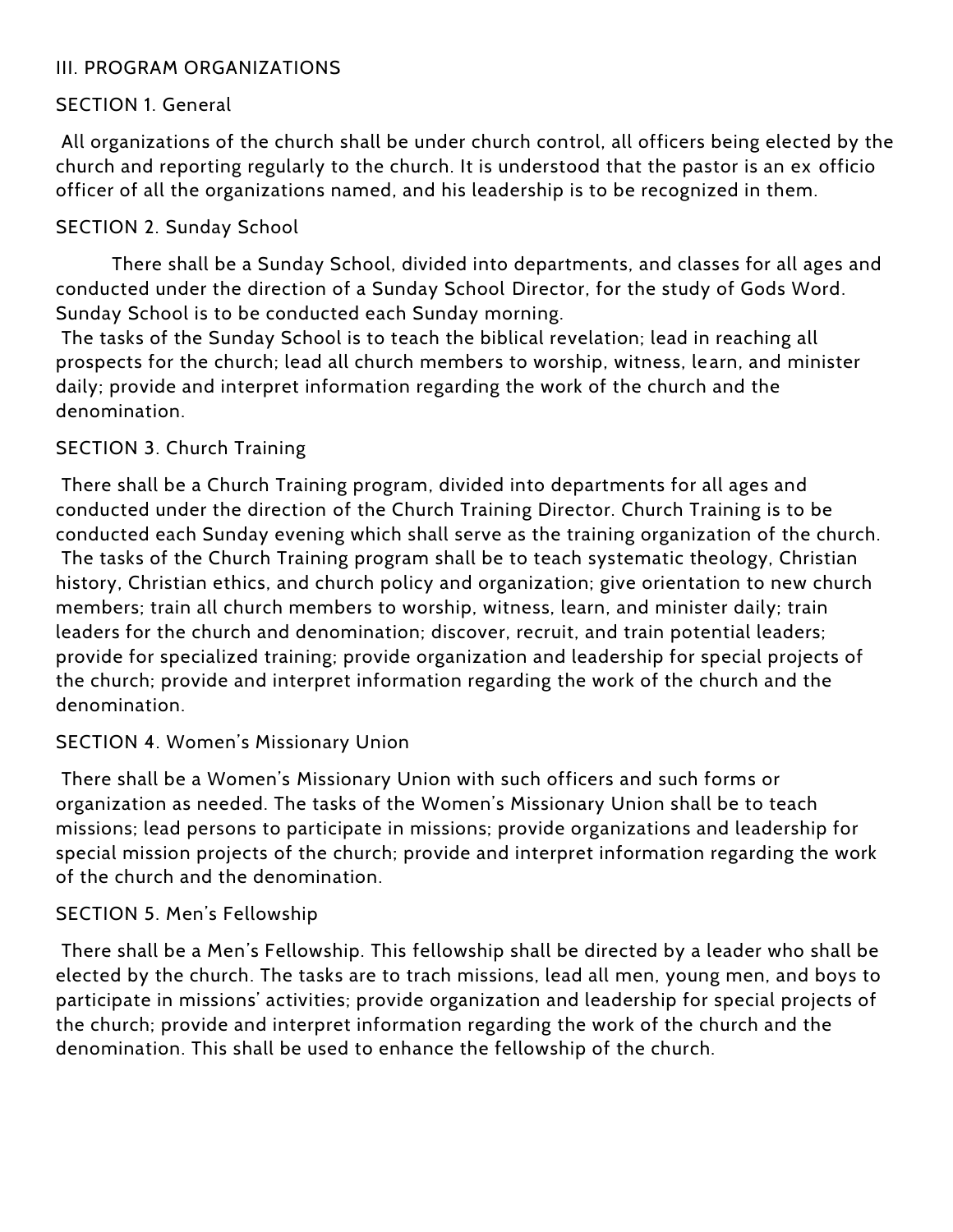## III. PROGRAM ORGANIZATIONS

### SECTION 1. General

All organizations of the church shall be under church control, all officers being elected by the church and reporting regularly to the church. It is understood that the pastor is an ex officio officer of all the organizations named, and his leadership is to be recognized in them.

### SECTION 2. Sunday School

There shall be a Sunday School, divided into departments, and classes for all ages and conducted under the direction of a Sunday School Director, for the study of Gods Word. Sunday School is to be conducted each Sunday morning.

The tasks of the Sunday School is to teach the biblical revelation; lead in reaching all prospects for the church; lead all church members to worship, witness, learn, and minister daily; provide and interpret information regarding the work of the church and the denomination.

### SECTION 3. Church Training

There shall be a Church Training program, divided into departments for all ages and conducted under the direction of the Church Training Director. Church Training is to be conducted each Sunday evening which shall serve as the training organization of the church.

The tasks of the Church Training program shall be to teach systematic theology, Christian history, Christian ethics, and church policy and organization; give orientation to new church members; train all church members to worship, witness, learn, and minister daily; train leaders for the church and denomination; discover, recruit, and train potential leaders; provide for specialized training; provide organization and leadership for special projects of the church; provide and interpret information regarding the work of the church and the denomination.

### SECTION 4. Women's Missionary Union

There shall be a Women's Missionary Union with such officers and such forms or organization as needed. The tasks of the Women's Missionary Union shall be to teach missions; lead persons to participate in missions; provide organizations and leadership for special mission projects of the church; provide and interpret information regarding the work of the church and the denomination.

### SECTION 5. Men's Fellowship

There shall be a Men's Fellowship. This fellowship shall be directed by a leader who shall be elected by the church. The tasks are to trach missions, lead all men, young men, and boys to participate in missions' activities; provide organization and leadership for special projects of the church; provide and interpret information regarding the work of the church and the denomination. This shall be used to enhance the fellowship of the church.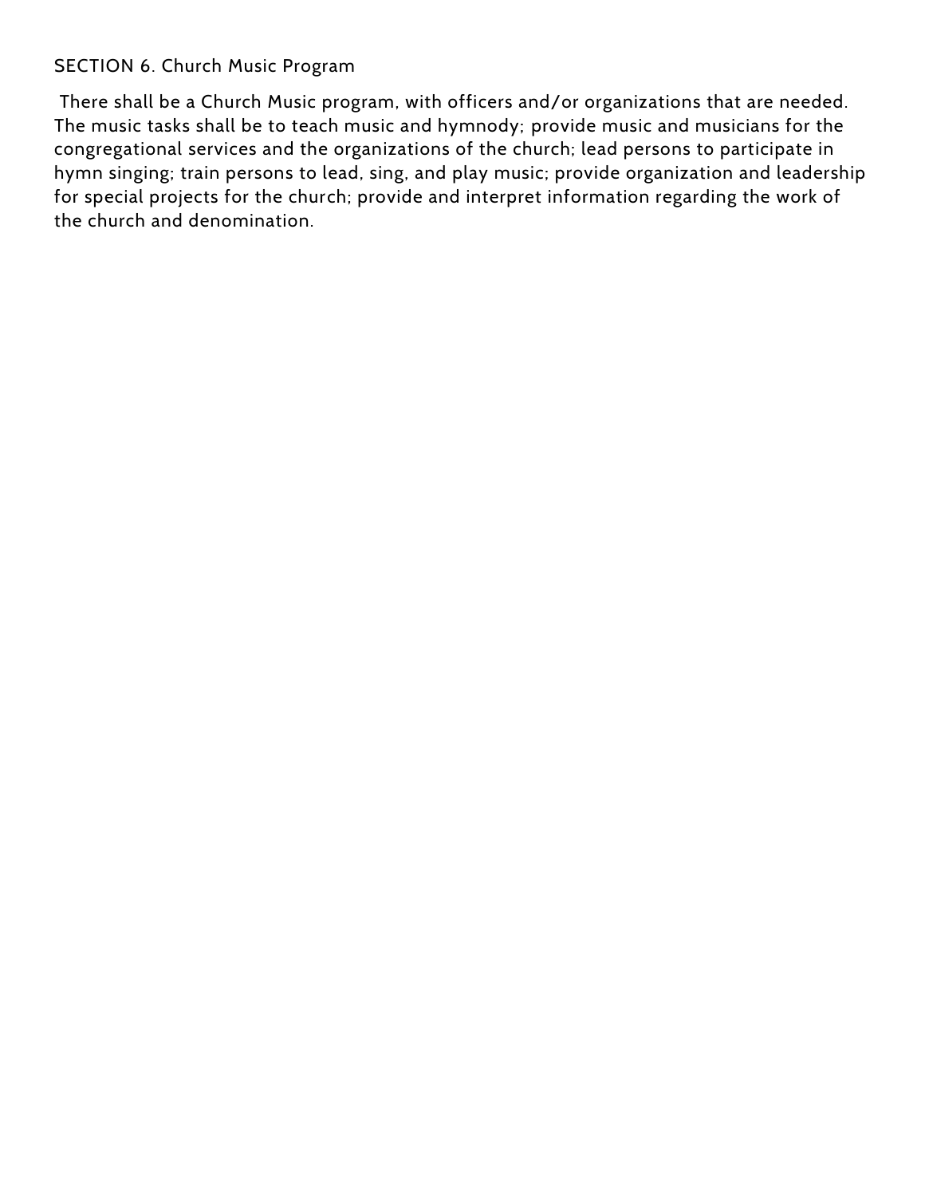SECTION 6. Church Music Program

There shall be a Church Music program, with officers and/or organizations that are needed. The music tasks shall be to teach music and hymnody; provide music and musicians for the congregational services and the organizations of the church; lead persons to participate in hymn singing; train persons to lead, sing, and play music; provide organization and leadership for special projects for the church; provide and interpret information regarding the work of the church and denomination.